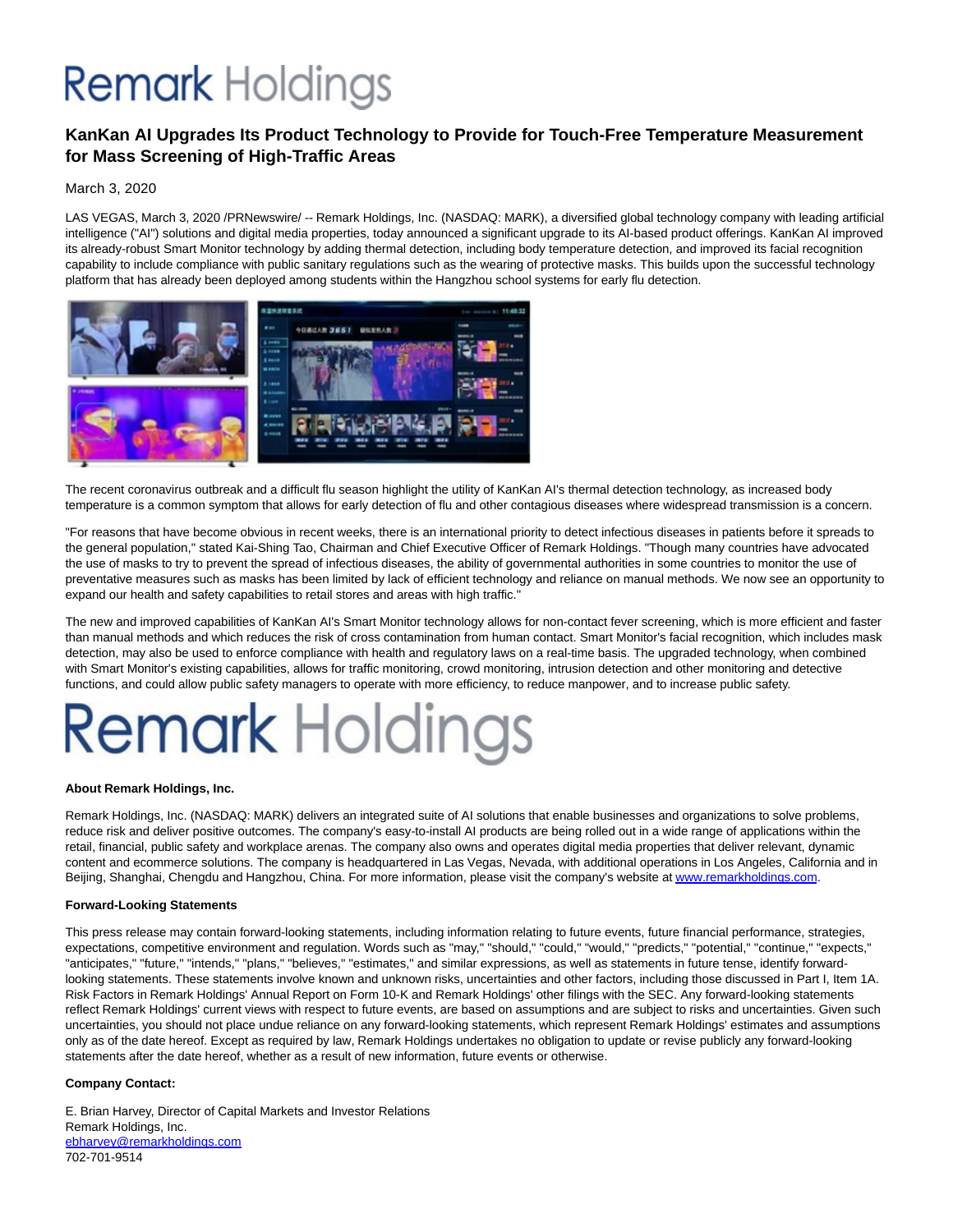# Remark Holdings

## KanKan AI Upgrades Its Product Technology to Provide for Touch-Free Temperature Measurement for Mass Screening of High-Traffic Areas

March 3, 2020

LAS VEGAS, March 3, 2020 /PRNewswire/ -- Remark Holdings, Inc. (NASDAQ: MARK), a diversified global technology company with leading artificial intelligence ("AI") solutions and digital media properties, today announced a significant upgrade to its AI-based product offerings. KanKan AI improved its already-robust Smart Monitor technology by adding thermal detection, including body temperature detection, and improved its facial recognition capability to include compliance with public sanitary regulations such as the wearing of protective masks. This builds upon the successful technology platform that has already been deployed among students within the Hangzhou school systems for early flu detection.

The recent coronavirus outbreak and a difficult flu season highlight the utility of KanKan AI's thermal detection technology, as increased body temperature is a common symptom that allows for early detection of flu and other contagious diseases where widespread transmission is a concern.

"For reasons that have become obvious in recent weeks, there is an international priority to detect infectious diseases in patients before it spreads to the general population," stated Kai-Shing Tao, Chairman and Chief Executive Officer of Remark Holdings. "Though many countries have advocated the use of masks to try to prevent the spread of infectious diseases, the ability of governmental authorities in some countries to monitor the use of preventative measures such as masks has been limited by lack of efficient technology and reliance on manual methods. We now see an opportunity to expand our health and safety capabilities to retail stores and areas with high traffic."

The new and improved capabilities of KanKan AI's Smart Monitor technology allows for non-contact fever screening, which is more efficient and faster than manual methods and which reduces the risk of cross contamination from human contact. Smart Monitor's facial recognition, which includes mask detection, may also be used to enforce compliance with health and regulatory laws on a real-time basis. The upgraded technology, when combined with Smart Monitor's existing capabilities, allows for traffic monitoring, crowd monitoring, intrusion detection and other monitoring and detective functions, and could allow public safety managers to operate with more efficiency, to reduce manpower, and to increase public safety.

Remark Holdings

**About Remark Holdings, Inc.**

Remark Holdings, Inc. (NASDAQ: MARK) delivers an integrated suite of AI solutions that enable businesses and organizations to solve problems, reduce risk and deliver positive outcomes. The company's easy-to-install AI products are being rolled out in a wide range of applications within the retail, financial, public safety and workplace arenas. The company also owns and operates digital media properties that deliver relevant, dynamic content and ecommerce solutions. The company is headquartered in Las Vegas, Nevada, with additional operations in Los Angeles, California and in Beijing, Shanghai, Chengdu and Hangzhou, China. For more information, please visit the company's website at www.remarkholdings.com.

**Forward-Looking Statements**

This press release may contain forward-looking statements, including information relating to future events, future financial performance, strategies, expectations, competitive environment and regulation. Words such as "may," "should," "could," "would," "predicts," "potential," "continue," "expects," "anticipates," "future," "intends," "plans," "believes," "estimates," and similar expressions, as well as statements in future tense, identify forward-looking statements. These statements involve known and unknown risks, uncertainties and other factors, including those discussed in Part I, Item 1A. Risk Factors in Remark Holdings' Annual Report on Form 10-K and Remark Holdings' other filings with the SEC. Any forward-looking statements reflect Remark Holdings' current views with respect to future events, are based on assumptions and are subject to risks and uncertainties. Given such uncertainties, you should not place undue reliance on any forward-looking statements, which represent Remark Holdings' estimates and assumptions only as of the date hereof. Except as required by law, Remark Holdings undertakes no obligation to update or revise publicly any forward-looking statements after the date hereof, whether as a result of new information, future events or otherwise.

**Company Contact:**

E. Brian Harvey, Director of Capital Markets and Investor Relations
Remark Holdings, Inc.
ebharvey@remarkholdings.com
702-701-9514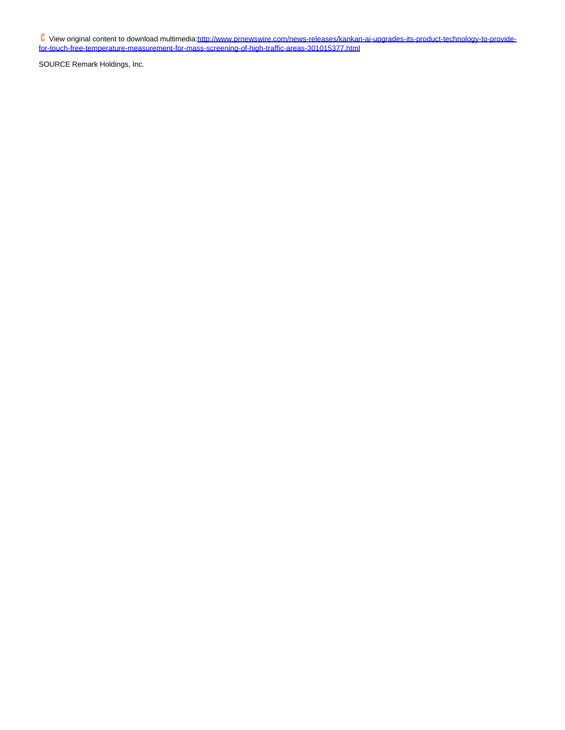View original content to download multimedia:[http://www.prnewswire.com/news-releases/kankan-ai-upgrades-its-product-technology-to-provide-for-touch-free-temperature-measurement-for-mass-screening-of-high-traffic-areas-301015377.html](http://www.prnewswire.com/news-releases/kankan-ai-upgrades-its-product-technology-to-provide-for-touch-free-temperature-measurement-for-mass-screening-of-high-traffic-areas-301015377.html)

SOURCE Remark Holdings, Inc.